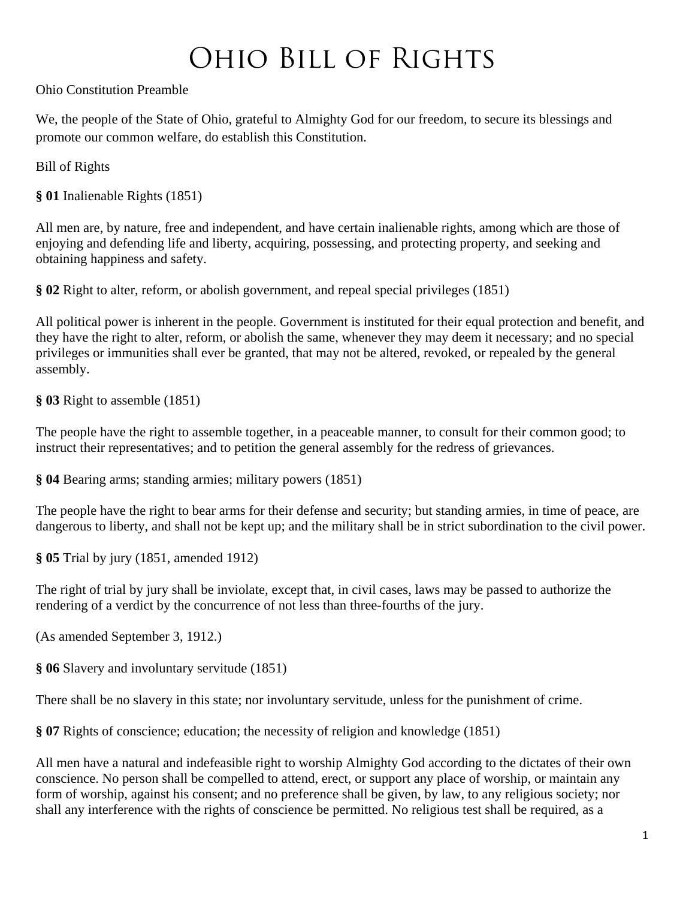# Ohio Bill of Rights

Ohio Constitution Preamble

We, the people of the State of Ohio, grateful to Almighty God for our freedom, to secure its blessings and promote our common welfare, do establish this Constitution.

Bill of Rights

**§ 01** Inalienable Rights (1851)

All men are, by nature, free and independent, and have certain inalienable rights, among which are those of enjoying and defending life and liberty, acquiring, possessing, and protecting property, and seeking and obtaining happiness and safety.

**§ 02** Right to alter, reform, or abolish government, and repeal special privileges (1851)

All political power is inherent in the people. Government is instituted for their equal protection and benefit, and they have the right to alter, reform, or abolish the same, whenever they may deem it necessary; and no special privileges or immunities shall ever be granted, that may not be altered, revoked, or repealed by the general assembly.

**§ 03** Right to assemble (1851)

The people have the right to assemble together, in a peaceable manner, to consult for their common good; to instruct their representatives; and to petition the general assembly for the redress of grievances.

**§ 04** Bearing arms; standing armies; military powers (1851)

The people have the right to bear arms for their defense and security; but standing armies, in time of peace, are dangerous to liberty, and shall not be kept up; and the military shall be in strict subordination to the civil power.

**§ 05** Trial by jury (1851, amended 1912)

The right of trial by jury shall be inviolate, except that, in civil cases, laws may be passed to authorize the rendering of a verdict by the concurrence of not less than three-fourths of the jury.

(As amended September 3, 1912.)

**§ 06** Slavery and involuntary servitude (1851)

There shall be no slavery in this state; nor involuntary servitude, unless for the punishment of crime.

**§ 07** Rights of conscience; education; the necessity of religion and knowledge (1851)

All men have a natural and indefeasible right to worship Almighty God according to the dictates of their own conscience. No person shall be compelled to attend, erect, or support any place of worship, or maintain any form of worship, against his consent; and no preference shall be given, by law, to any religious society; nor shall any interference with the rights of conscience be permitted. No religious test shall be required, as a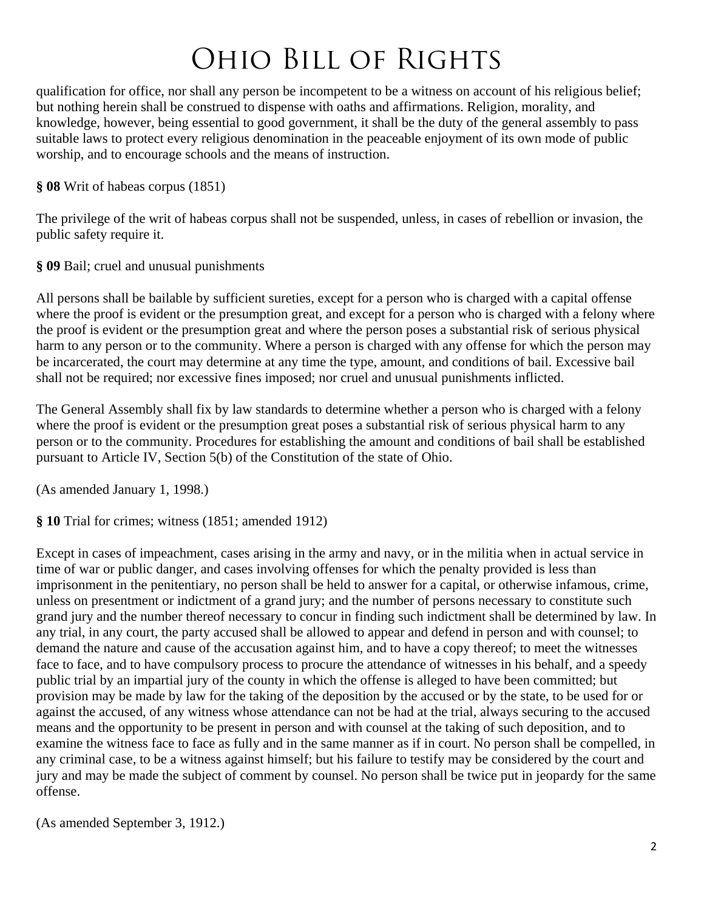qualification for office, nor shall any person be incompetent to be a witness on account of his religious belief; but nothing herein shall be construed to dispense with oaths and affirmations. Religion, morality, and knowledge, however, being essential to good government, it shall be the duty of the general assembly to pass suitable laws to protect every religious denomination in the peaceable enjoyment of its own mode of public worship, and to encourage schools and the means of instruction.

**§ 08** Writ of habeas corpus (1851)

The privilege of the writ of habeas corpus shall not be suspended, unless, in cases of rebellion or invasion, the public safety require it.

**§ 09** Bail; cruel and unusual punishments

All persons shall be bailable by sufficient sureties, except for a person who is charged with a capital offense where the proof is evident or the presumption great, and except for a person who is charged with a felony where the proof is evident or the presumption great and where the person poses a substantial risk of serious physical harm to any person or to the community. Where a person is charged with any offense for which the person may be incarcerated, the court may determine at any time the type, amount, and conditions of bail. Excessive bail shall not be required; nor excessive fines imposed; nor cruel and unusual punishments inflicted.

The General Assembly shall fix by law standards to determine whether a person who is charged with a felony where the proof is evident or the presumption great poses a substantial risk of serious physical harm to any person or to the community. Procedures for establishing the amount and conditions of bail shall be established pursuant to Article IV, Section 5(b) of the Constitution of the state of Ohio.

(As amended January 1, 1998.)

**§ 10** Trial for crimes; witness (1851; amended 1912)

Except in cases of impeachment, cases arising in the army and navy, or in the militia when in actual service in time of war or public danger, and cases involving offenses for which the penalty provided is less than imprisonment in the penitentiary, no person shall be held to answer for a capital, or otherwise infamous, crime, unless on presentment or indictment of a grand jury; and the number of persons necessary to constitute such grand jury and the number thereof necessary to concur in finding such indictment shall be determined by law. In any trial, in any court, the party accused shall be allowed to appear and defend in person and with counsel; to demand the nature and cause of the accusation against him, and to have a copy thereof; to meet the witnesses face to face, and to have compulsory process to procure the attendance of witnesses in his behalf, and a speedy public trial by an impartial jury of the county in which the offense is alleged to have been committed; but provision may be made by law for the taking of the deposition by the accused or by the state, to be used for or against the accused, of any witness whose attendance can not be had at the trial, always securing to the accused means and the opportunity to be present in person and with counsel at the taking of such deposition, and to examine the witness face to face as fully and in the same manner as if in court. No person shall be compelled, in any criminal case, to be a witness against himself; but his failure to testify may be considered by the court and jury and may be made the subject of comment by counsel. No person shall be twice put in jeopardy for the same offense.

(As amended September 3, 1912.)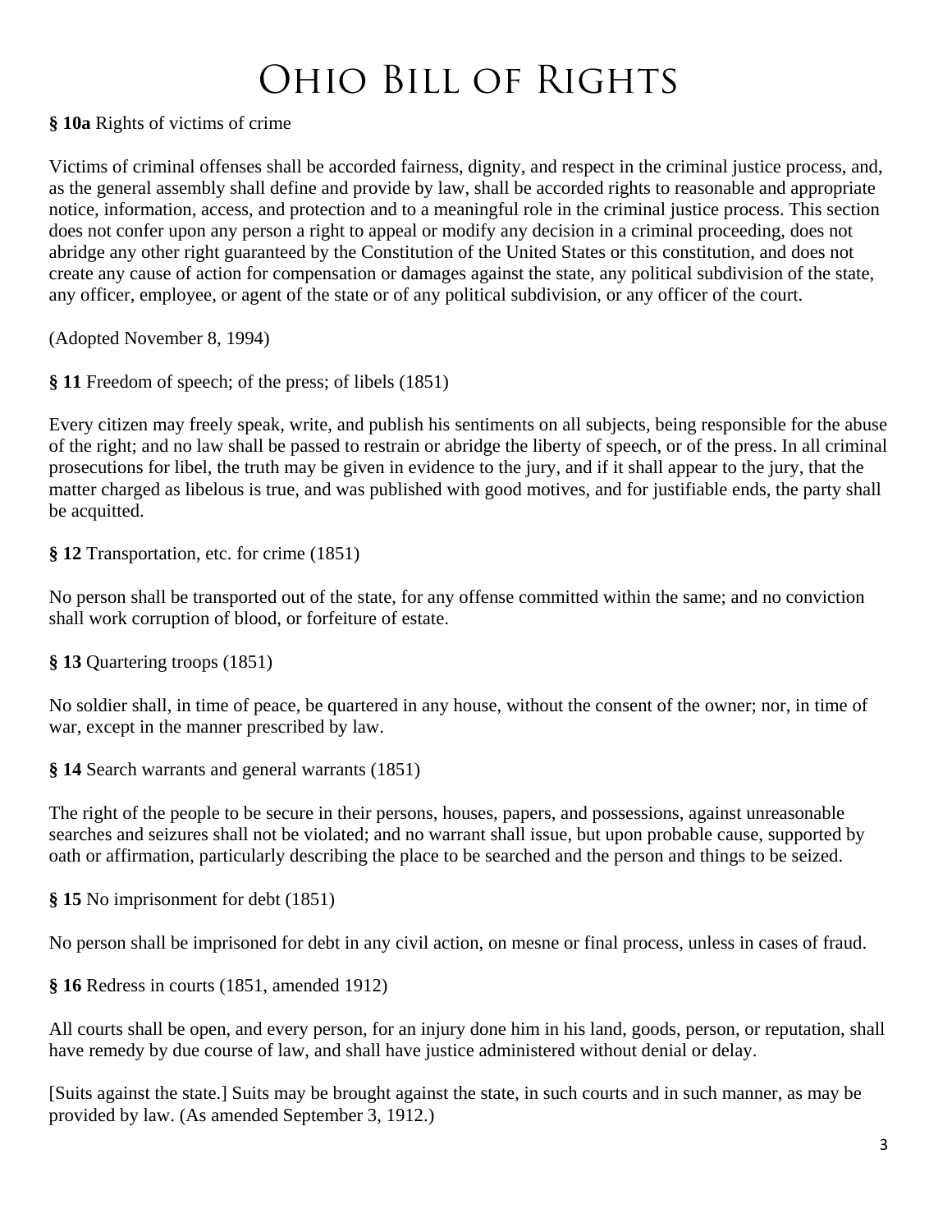# Ohio Bill of Rights

**§ 10a** Rights of victims of crime

Victims of criminal offenses shall be accorded fairness, dignity, and respect in the criminal justice process, and, as the general assembly shall define and provide by law, shall be accorded rights to reasonable and appropriate notice, information, access, and protection and to a meaningful role in the criminal justice process. This section does not confer upon any person a right to appeal or modify any decision in a criminal proceeding, does not abridge any other right guaranteed by the Constitution of the United States or this constitution, and does not create any cause of action for compensation or damages against the state, any political subdivision of the state, any officer, employee, or agent of the state or of any political subdivision, or any officer of the court.

(Adopted November 8, 1994)

**§ 11** Freedom of speech; of the press; of libels (1851)

Every citizen may freely speak, write, and publish his sentiments on all subjects, being responsible for the abuse of the right; and no law shall be passed to restrain or abridge the liberty of speech, or of the press. In all criminal prosecutions for libel, the truth may be given in evidence to the jury, and if it shall appear to the jury, that the matter charged as libelous is true, and was published with good motives, and for justifiable ends, the party shall be acquitted.

**§ 12** Transportation, etc. for crime (1851)

No person shall be transported out of the state, for any offense committed within the same; and no conviction shall work corruption of blood, or forfeiture of estate.

**§ 13** Quartering troops (1851)

No soldier shall, in time of peace, be quartered in any house, without the consent of the owner; nor, in time of war, except in the manner prescribed by law.

**§ 14** Search warrants and general warrants (1851)

The right of the people to be secure in their persons, houses, papers, and possessions, against unreasonable searches and seizures shall not be violated; and no warrant shall issue, but upon probable cause, supported by oath or affirmation, particularly describing the place to be searched and the person and things to be seized.

**§ 15** No imprisonment for debt (1851)

No person shall be imprisoned for debt in any civil action, on mesne or final process, unless in cases of fraud.

**§ 16** Redress in courts (1851, amended 1912)

All courts shall be open, and every person, for an injury done him in his land, goods, person, or reputation, shall have remedy by due course of law, and shall have justice administered without denial or delay.

[Suits against the state.] Suits may be brought against the state, in such courts and in such manner, as may be provided by law. (As amended September 3, 1912.)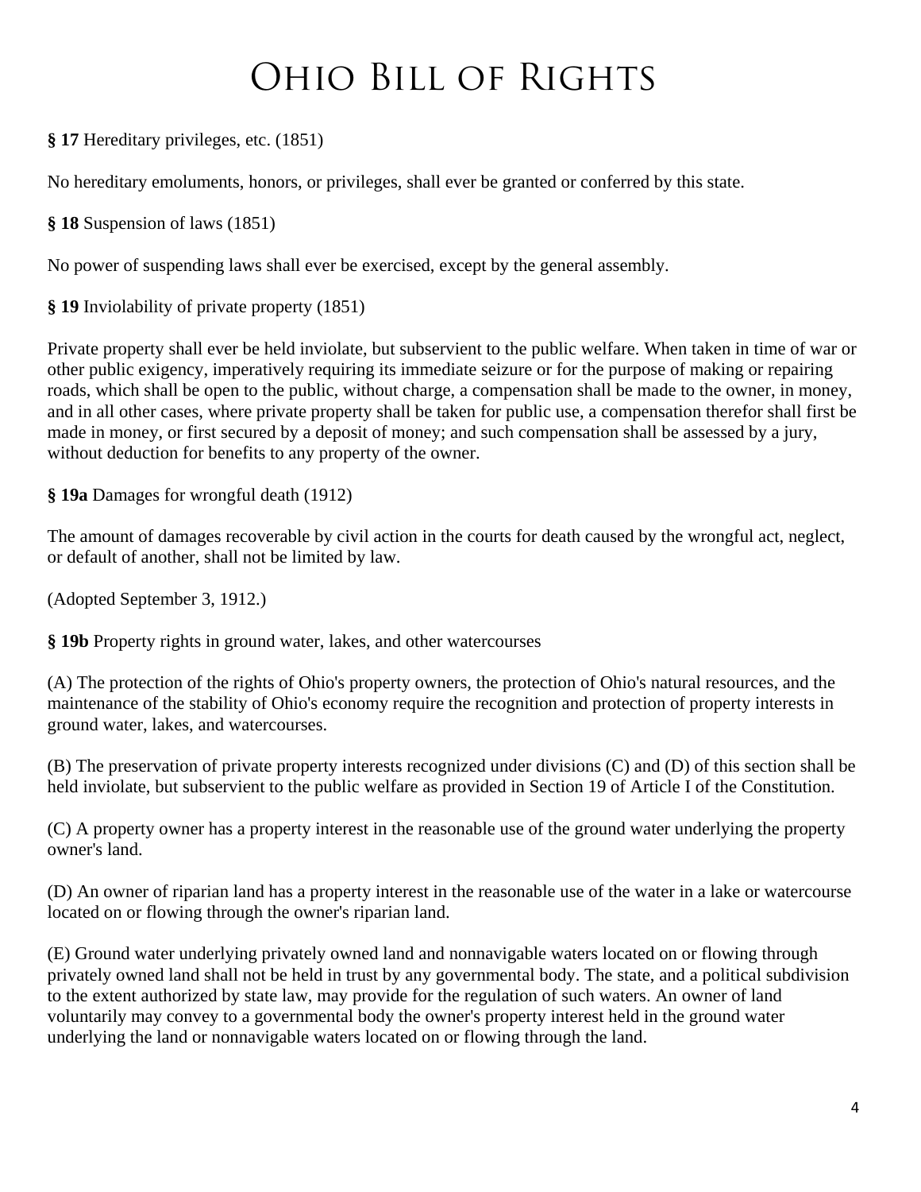# Ohio Bill of Rights

**§ 17** Hereditary privileges, etc. (1851)

No hereditary emoluments, honors, or privileges, shall ever be granted or conferred by this state.

**§ 18** Suspension of laws (1851)

No power of suspending laws shall ever be exercised, except by the general assembly.

**§ 19** Inviolability of private property (1851)

Private property shall ever be held inviolate, but subservient to the public welfare. When taken in time of war or other public exigency, imperatively requiring its immediate seizure or for the purpose of making or repairing roads, which shall be open to the public, without charge, a compensation shall be made to the owner, in money, and in all other cases, where private property shall be taken for public use, a compensation therefor shall first be made in money, or first secured by a deposit of money; and such compensation shall be assessed by a jury, without deduction for benefits to any property of the owner.

**§ 19a** Damages for wrongful death (1912)

The amount of damages recoverable by civil action in the courts for death caused by the wrongful act, neglect, or default of another, shall not be limited by law.

(Adopted September 3, 1912.)

**§ 19b** Property rights in ground water, lakes, and other watercourses

(A) The protection of the rights of Ohio's property owners, the protection of Ohio's natural resources, and the maintenance of the stability of Ohio's economy require the recognition and protection of property interests in ground water, lakes, and watercourses.

(B) The preservation of private property interests recognized under divisions (C) and (D) of this section shall be held inviolate, but subservient to the public welfare as provided in Section 19 of Article I of the Constitution.

(C) A property owner has a property interest in the reasonable use of the ground water underlying the property owner's land.

(D) An owner of riparian land has a property interest in the reasonable use of the water in a lake or watercourse located on or flowing through the owner's riparian land.

(E) Ground water underlying privately owned land and nonnavigable waters located on or flowing through privately owned land shall not be held in trust by any governmental body. The state, and a political subdivision to the extent authorized by state law, may provide for the regulation of such waters. An owner of land voluntarily may convey to a governmental body the owner's property interest held in the ground water underlying the land or nonnavigable waters located on or flowing through the land.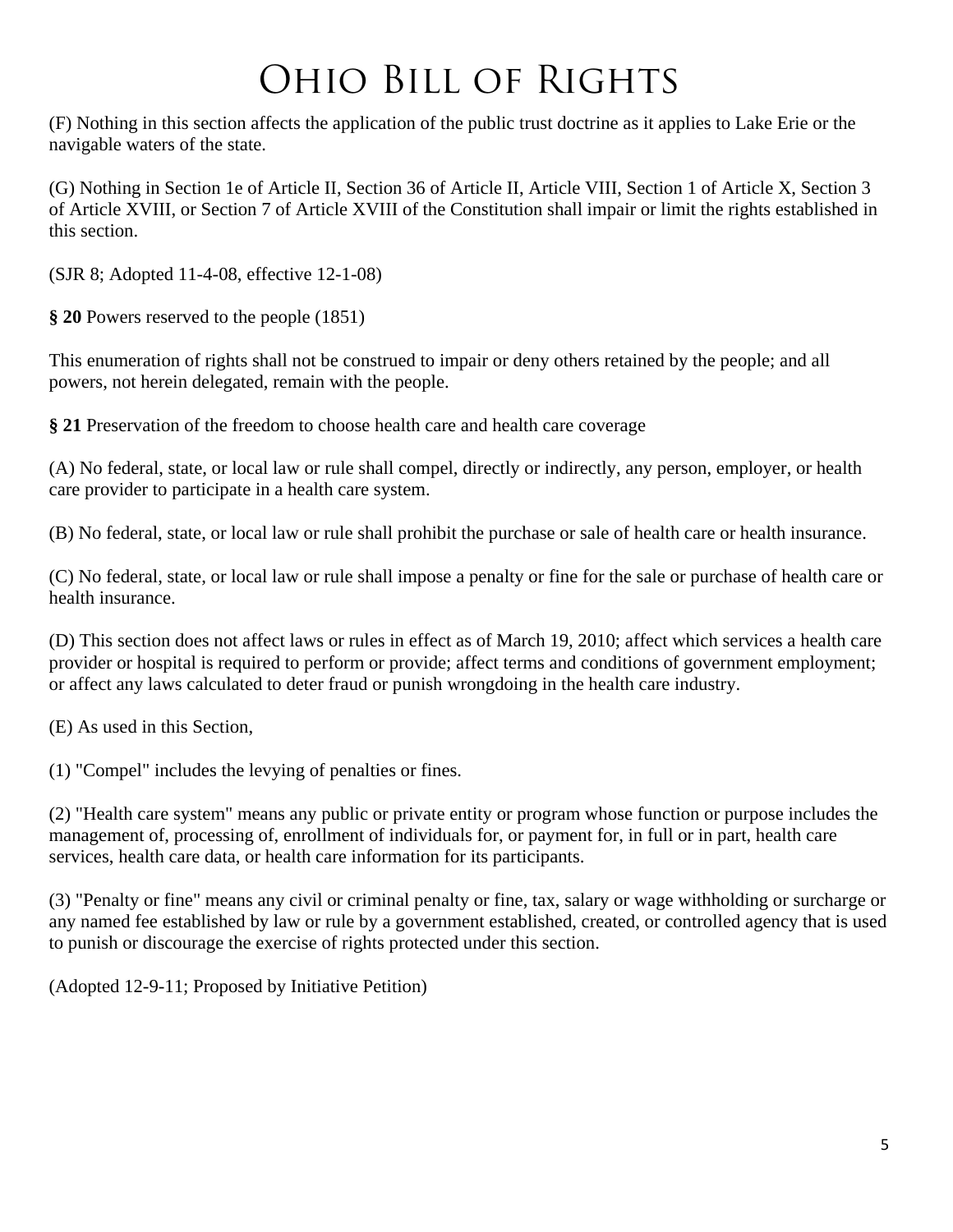(F) Nothing in this section affects the application of the public trust doctrine as it applies to Lake Erie or the navigable waters of the state.

(G) Nothing in Section 1e of Article II, Section 36 of Article II, Article VIII, Section 1 of Article X, Section 3 of Article XVIII, or Section 7 of Article XVIII of the Constitution shall impair or limit the rights established in this section.

(SJR 8; Adopted 11-4-08, effective 12-1-08)

**§ 20** Powers reserved to the people (1851)

This enumeration of rights shall not be construed to impair or deny others retained by the people; and all powers, not herein delegated, remain with the people.

**§ 21** Preservation of the freedom to choose health care and health care coverage

(A) No federal, state, or local law or rule shall compel, directly or indirectly, any person, employer, or health care provider to participate in a health care system.

(B) No federal, state, or local law or rule shall prohibit the purchase or sale of health care or health insurance.

(C) No federal, state, or local law or rule shall impose a penalty or fine for the sale or purchase of health care or health insurance.

(D) This section does not affect laws or rules in effect as of March 19, 2010; affect which services a health care provider or hospital is required to perform or provide; affect terms and conditions of government employment; or affect any laws calculated to deter fraud or punish wrongdoing in the health care industry.

(E) As used in this Section,

(1) "Compel" includes the levying of penalties or fines.

(2) "Health care system" means any public or private entity or program whose function or purpose includes the management of, processing of, enrollment of individuals for, or payment for, in full or in part, health care services, health care data, or health care information for its participants.

(3) "Penalty or fine" means any civil or criminal penalty or fine, tax, salary or wage withholding or surcharge or any named fee established by law or rule by a government established, created, or controlled agency that is used to punish or discourage the exercise of rights protected under this section.

(Adopted 12-9-11; Proposed by Initiative Petition)